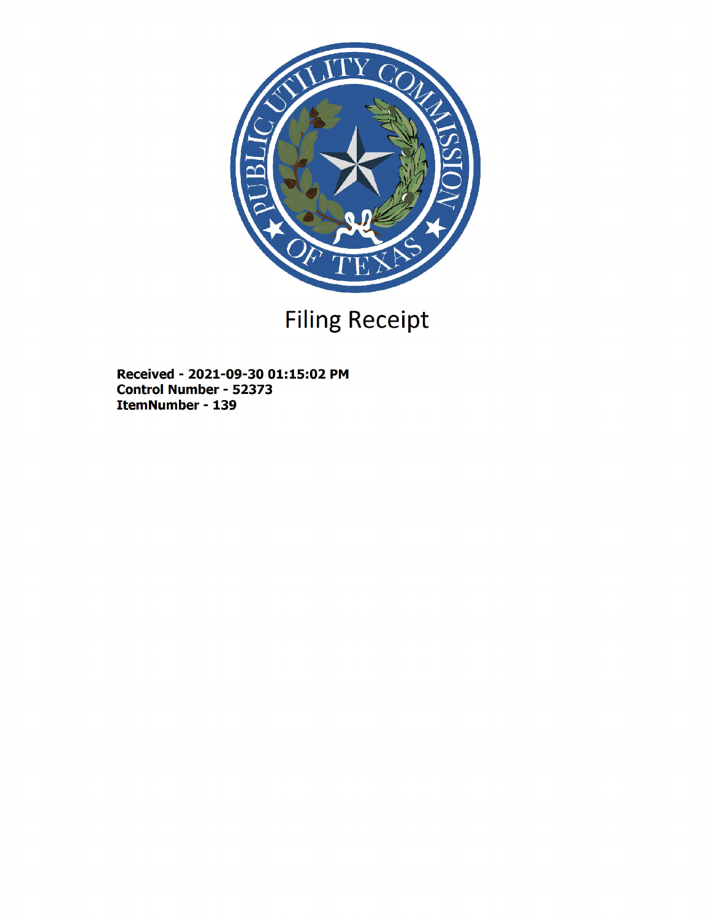# Filing Receipt

**Received - 2021-09-30 01:15:02 PM**
**Control Number - 52373**
**ItemNumber - 139**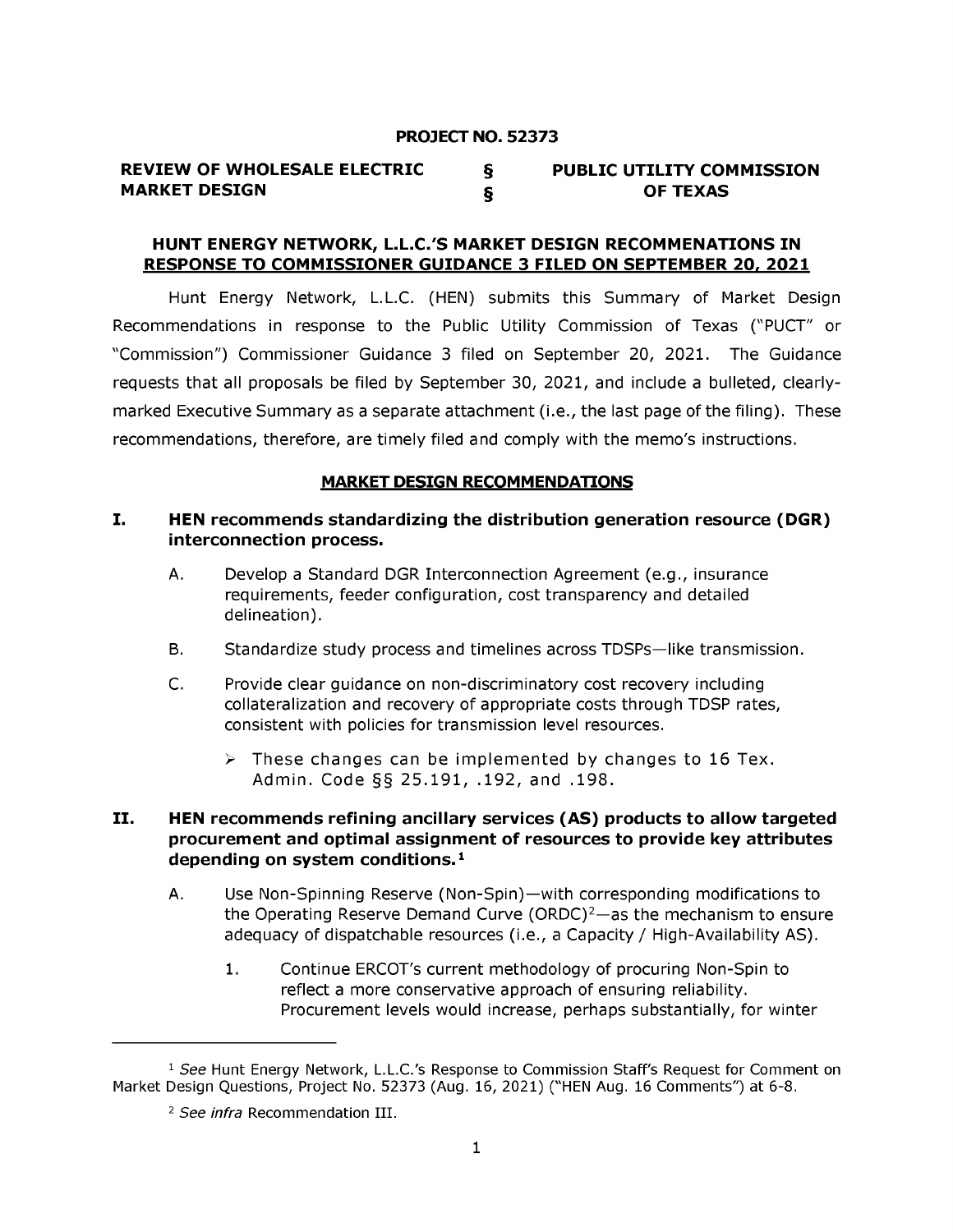**PROJECT NO. 52373**

| REVIEW OF WHOLESALE ELECTRIC MARKET DESIGN | § § | PUBLIC UTILITY COMMISSION OF TEXAS |
| --- | --- | --- |

## HUNT ENERGY NETWORK, L.L.C.'S MARKET DESIGN RECOMMENATIONS IN RESPONSE TO COMMISSIONER GUIDANCE 3 FILED ON SEPTEMBER 20, 2021

Hunt Energy Network, L.L.C. (HEN) submits this Summary of Market Design Recommendations in response to the Public Utility Commission of Texas ("PUCT" or "Commission") Commissioner Guidance 3 filed on September 20, 2021. The Guidance requests that all proposals be filed by September 30, 2021, and include a bulleted, clearly-marked Executive Summary as a separate attachment (i.e., the last page of the filing). These recommendations, therefore, are timely filed and comply with the memo's instructions.

## MARKET DESIGN RECOMMENDATIONS

### I. HEN recommends standardizing the distribution generation resource (DGR) interconnection process.

A. Develop a Standard DGR Interconnection Agreement (e.g., insurance requirements, feeder configuration, cost transparency and detailed delineation).

B. Standardize study process and timelines across TDSPs—like transmission.

C. Provide clear guidance on non-discriminatory cost recovery including collateralization and recovery of appropriate costs through TDSP rates, consistent with policies for transmission level resources.

- These changes can be implemented by changes to 16 Tex. Admin. Code §§ 25.191, .192, and .198.

### II. HEN recommends refining ancillary services (AS) products to allow targeted procurement and optimal assignment of resources to provide key attributes depending on system conditions.[1]

A. Use Non-Spinning Reserve (Non-Spin)—with corresponding modifications to the Operating Reserve Demand Curve (ORDC)[2]—as the mechanism to ensure adequacy of dispatchable resources (i.e., a Capacity / High-Availability AS).

1. Continue ERCOT's current methodology of procuring Non-Spin to reflect a more conservative approach of ensuring reliability. Procurement levels would increase, perhaps substantially, for winter

---

[1] *See* Hunt Energy Network, L.L.C.'s Response to Commission Staff's Request for Comment on Market Design Questions, Project No. 52373 (Aug. 16, 2021) ("HEN Aug. 16 Comments") at 6-8.

[2] *See infra* Recommendation III.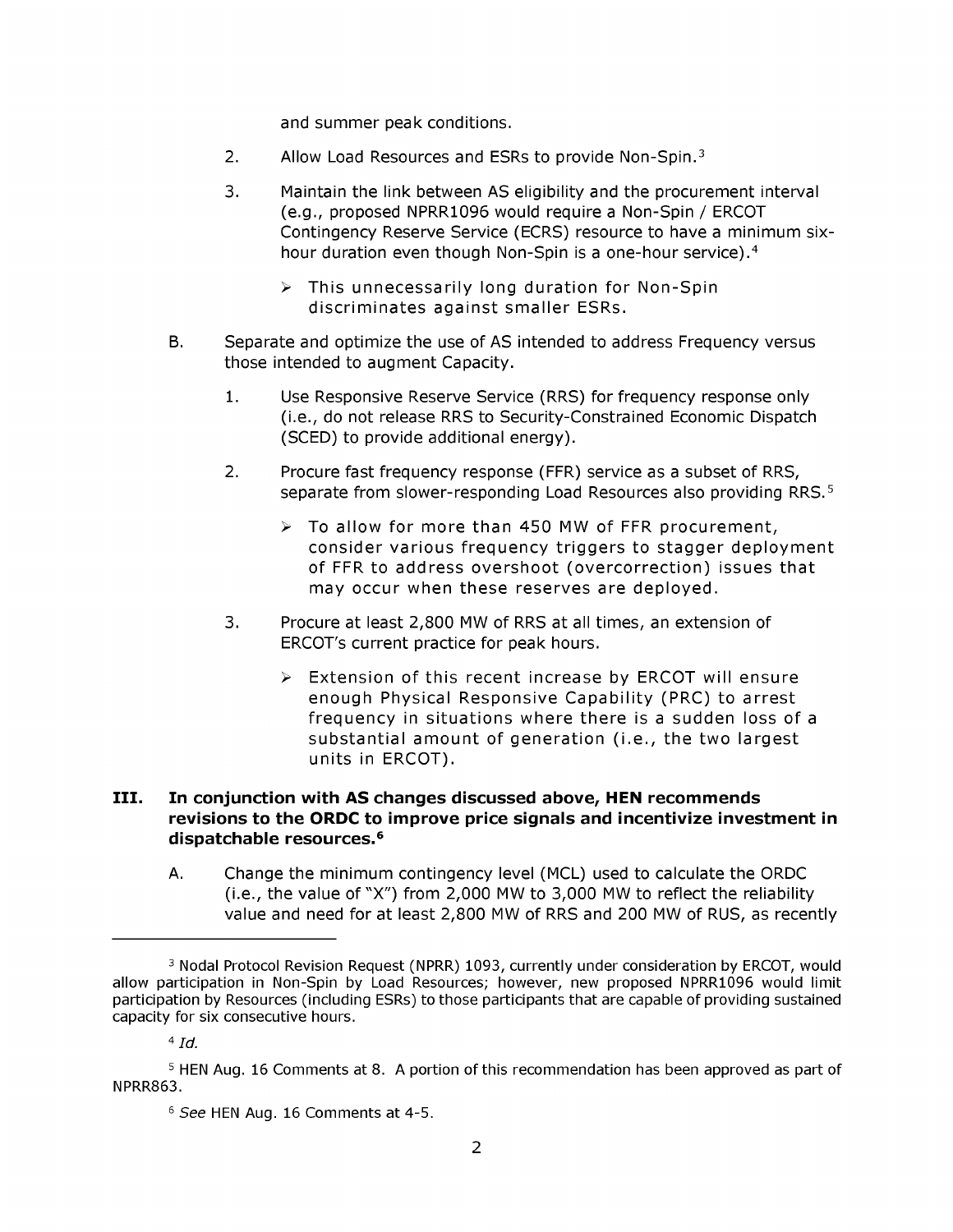and summer peak conditions.

2. Allow Load Resources and ESRs to provide Non-Spin.[3]

3. Maintain the link between AS eligibility and the procurement interval (e.g., proposed NPRR1096 would require a Non-Spin / ERCOT Contingency Reserve Service (ECRS) resource to have a minimum six-hour duration even though Non-Spin is a one-hour service).[4]

   - This unnecessarily long duration for Non-Spin discriminates against smaller ESRs.

B. Separate and optimize the use of AS intended to address Frequency versus those intended to augment Capacity.

1. Use Responsive Reserve Service (RRS) for frequency response only (i.e., do not release RRS to Security-Constrained Economic Dispatch (SCED) to provide additional energy).

2. Procure fast frequency response (FFR) service as a subset of RRS, separate from slower-responding Load Resources also providing RRS.[5]

   - To allow for more than 450 MW of FFR procurement, consider various frequency triggers to stagger deployment of FFR to address overshoot (overcorrection) issues that may occur when these reserves are deployed.

3. Procure at least 2,800 MW of RRS at all times, an extension of ERCOT's current practice for peak hours.

   - Extension of this recent increase by ERCOT will ensure enough Physical Responsive Capability (PRC) to arrest frequency in situations where there is a sudden loss of a substantial amount of generation (i.e., the two largest units in ERCOT).

## III. In conjunction with AS changes discussed above, HEN recommends revisions to the ORDC to improve price signals and incentivize investment in dispatchable resources.[6]

A. Change the minimum contingency level (MCL) used to calculate the ORDC (i.e., the value of "X") from 2,000 MW to 3,000 MW to reflect the reliability value and need for at least 2,800 MW of RRS and 200 MW of RUS, as recently

---

[3] Nodal Protocol Revision Request (NPRR) 1093, currently under consideration by ERCOT, would allow participation in Non-Spin by Load Resources; however, new proposed NPRR1096 would limit participation by Resources (including ESRs) to those participants that are capable of providing sustained capacity for six consecutive hours.

[4] *Id.*

[5] HEN Aug. 16 Comments at 8. A portion of this recommendation has been approved as part of NPRR863.

[6] *See* HEN Aug. 16 Comments at 4-5.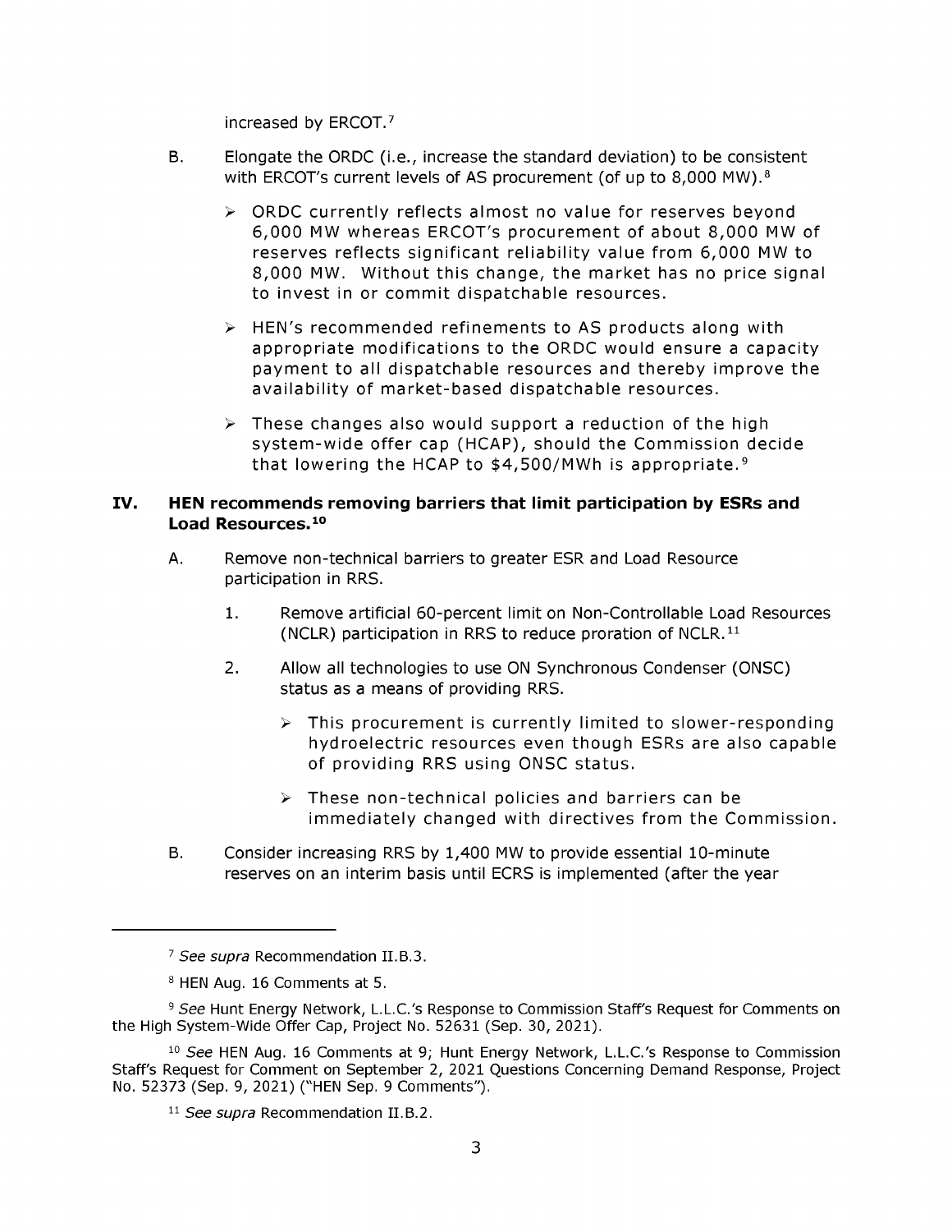increased by ERCOT.[7]

B. Elongate the ORDC (i.e., increase the standard deviation) to be consistent with ERCOT's current levels of AS procurement (of up to 8,000 MW).[8]

- ORDC currently reflects almost no value for reserves beyond 6,000 MW whereas ERCOT's procurement of about 8,000 MW of reserves reflects significant reliability value from 6,000 MW to 8,000 MW. Without this change, the market has no price signal to invest in or commit dispatchable resources.
- HEN's recommended refinements to AS products along with appropriate modifications to the ORDC would ensure a capacity payment to all dispatchable resources and thereby improve the availability of market-based dispatchable resources.
- These changes also would support a reduction of the high system-wide offer cap (HCAP), should the Commission decide that lowering the HCAP to $4,500/MWh is appropriate.[9]

## IV. HEN recommends removing barriers that limit participation by ESRs and Load Resources.[10]

A. Remove non-technical barriers to greater ESR and Load Resource participation in RRS.

1. Remove artificial 60-percent limit on Non-Controllable Load Resources (NCLR) participation in RRS to reduce proration of NCLR.[11]

2. Allow all technologies to use ON Synchronous Condenser (ONSC) status as a means of providing RRS.

   - This procurement is currently limited to slower-responding hydroelectric resources even though ESRs are also capable of providing RRS using ONSC status.
   - These non-technical policies and barriers can be immediately changed with directives from the Commission.

B. Consider increasing RRS by 1,400 MW to provide essential 10-minute reserves on an interim basis until ECRS is implemented (after the year

---

[7] *See supra* Recommendation II.B.3.

[8] HEN Aug. 16 Comments at 5.

[9] *See* Hunt Energy Network, L.L.C.'s Response to Commission Staff's Request for Comments on the High System-Wide Offer Cap, Project No. 52631 (Sep. 30, 2021).

[10] *See* HEN Aug. 16 Comments at 9; Hunt Energy Network, L.L.C.'s Response to Commission Staff's Request for Comment on September 2, 2021 Questions Concerning Demand Response, Project No. 52373 (Sep. 9, 2021) ("HEN Sep. 9 Comments").

[11] *See supra* Recommendation II.B.2.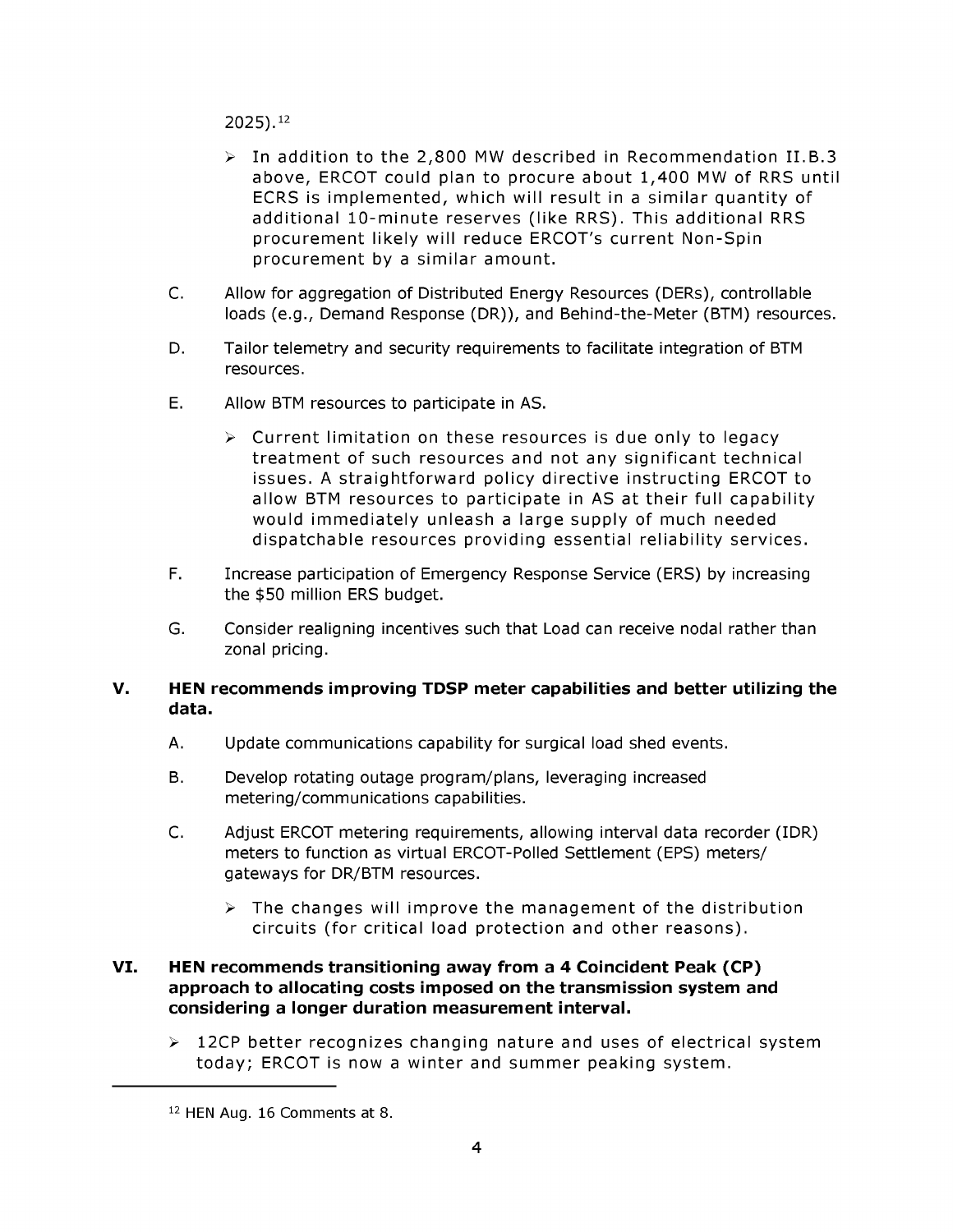2025).[12]

- In addition to the 2,800 MW described in Recommendation II.B.3 above, ERCOT could plan to procure about 1,400 MW of RRS until ECRS is implemented, which will result in a similar quantity of additional 10-minute reserves (like RRS). This additional RRS procurement likely will reduce ERCOT's current Non-Spin procurement by a similar amount.

C. Allow for aggregation of Distributed Energy Resources (DERs), controllable loads (e.g., Demand Response (DR)), and Behind-the-Meter (BTM) resources.

D. Tailor telemetry and security requirements to facilitate integration of BTM resources.

E. Allow BTM resources to participate in AS.

- Current limitation on these resources is due only to legacy treatment of such resources and not any significant technical issues. A straightforward policy directive instructing ERCOT to allow BTM resources to participate in AS at their full capability would immediately unleash a large supply of much needed dispatchable resources providing essential reliability services.

F. Increase participation of Emergency Response Service (ERS) by increasing the $50 million ERS budget.

G. Consider realigning incentives such that Load can receive nodal rather than zonal pricing.

**V. HEN recommends improving TDSP meter capabilities and better utilizing the data.**

A. Update communications capability for surgical load shed events.

B. Develop rotating outage program/plans, leveraging increased metering/communications capabilities.

C. Adjust ERCOT metering requirements, allowing interval data recorder (IDR) meters to function as virtual ERCOT-Polled Settlement (EPS) meters/ gateways for DR/BTM resources.

- The changes will improve the management of the distribution circuits (for critical load protection and other reasons).

**VI. HEN recommends transitioning away from a 4 Coincident Peak (CP) approach to allocating costs imposed on the transmission system and considering a longer duration measurement interval.**

- 12CP better recognizes changing nature and uses of electrical system today; ERCOT is now a winter and summer peaking system.

---

[12] HEN Aug. 16 Comments at 8.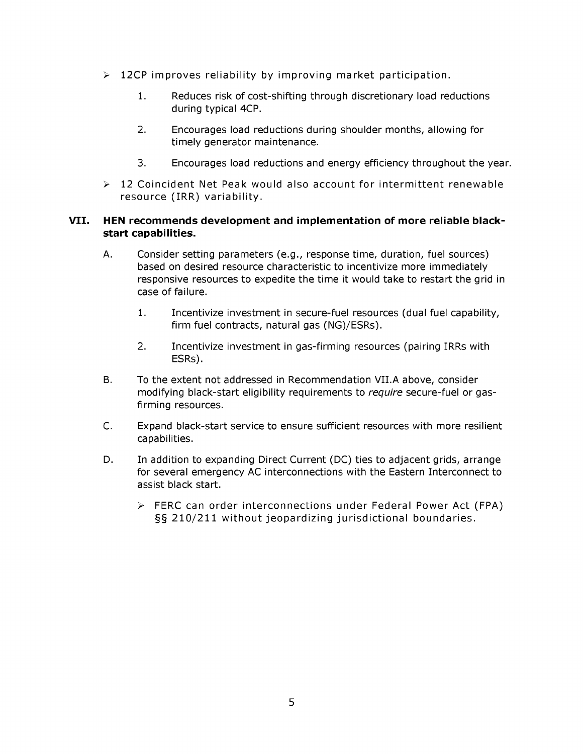- 12CP improves reliability by improving market participation.
    1. Reduces risk of cost-shifting through discretionary load reductions during typical 4CP.
    2. Encourages load reductions during shoulder months, allowing for timely generator maintenance.
    3. Encourages load reductions and energy efficiency throughout the year.
- 12 Coincident Net Peak would also account for intermittent renewable resource (IRR) variability.

## VII. HEN recommends development and implementation of more reliable black-start capabilities.

A. Consider setting parameters (e.g., response time, duration, fuel sources) based on desired resource characteristic to incentivize more immediately responsive resources to expedite the time it would take to restart the grid in case of failure.

    1. Incentivize investment in secure-fuel resources (dual fuel capability, firm fuel contracts, natural gas (NG)/ESRs).
    2. Incentivize investment in gas-firming resources (pairing IRRs with ESRs).

B. To the extent not addressed in Recommendation VII.A above, consider modifying black-start eligibility requirements to *require* secure-fuel or gas-firming resources.

C. Expand black-start service to ensure sufficient resources with more resilient capabilities.

D. In addition to expanding Direct Current (DC) ties to adjacent grids, arrange for several emergency AC interconnections with the Eastern Interconnect to assist black start.

- FERC can order interconnections under Federal Power Act (FPA) §§ 210/211 without jeopardizing jurisdictional boundaries.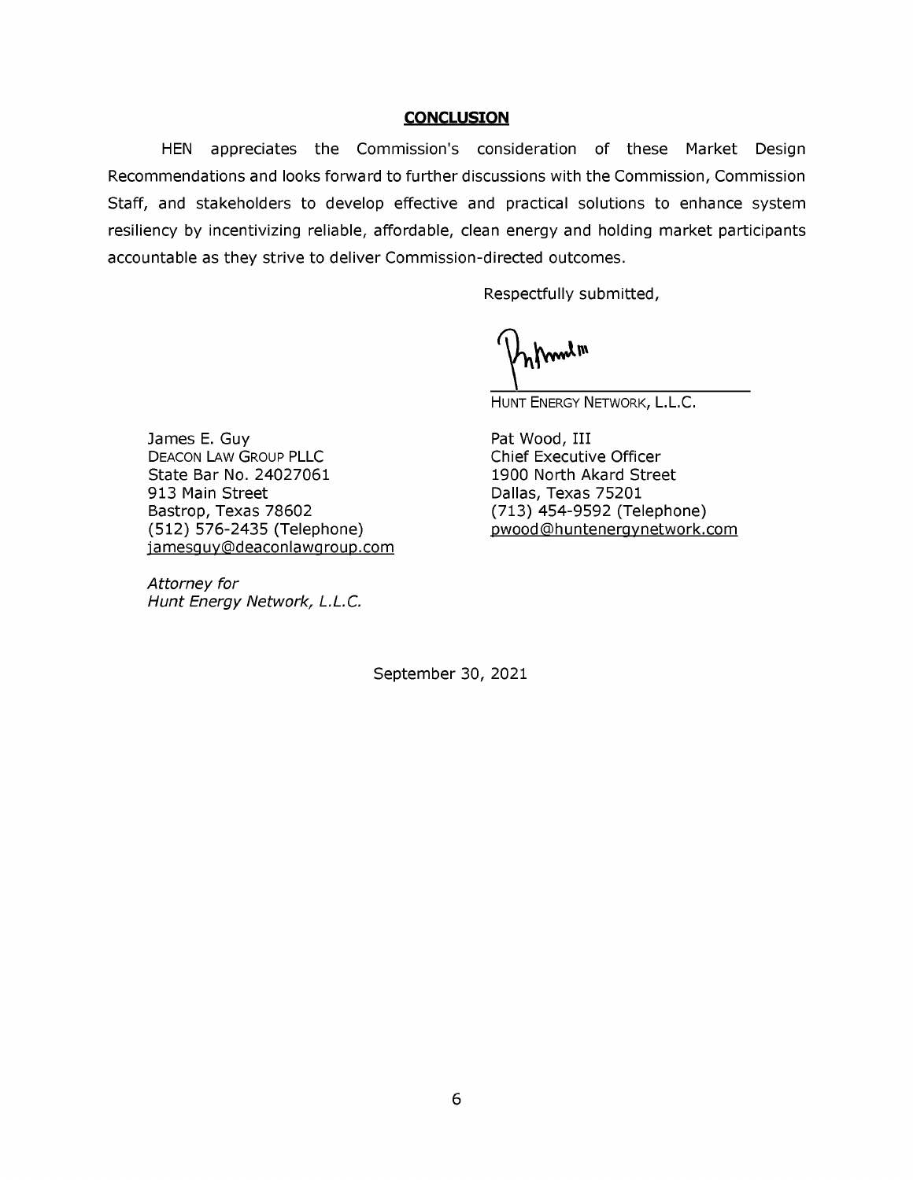## CONCLUSION

HEN appreciates the Commission's consideration of these Market Design Recommendations and looks forward to further discussions with the Commission, Commission Staff, and stakeholders to develop effective and practical solutions to enhance system resiliency by incentivizing reliable, affordable, clean energy and holding market participants accountable as they strive to deliver Commission-directed outcomes.

Respectfully submitted,

HUNT ENERGY NETWORK, L.L.C.

Pat Wood, III
Chief Executive Officer
1900 North Akard Street
Dallas, Texas 75201
(713) 454-9592 (Telephone)
pwood@huntenergynetwork.com

James E. Guy
DEACON LAW GROUP PLLC
State Bar No. 24027061
913 Main Street
Bastrop, Texas 78602
(512) 576-2435 (Telephone)
jamesguy@deaconlawgroup.com

*Attorney for*
*Hunt Energy Network, L.L.C.*

September 30, 2021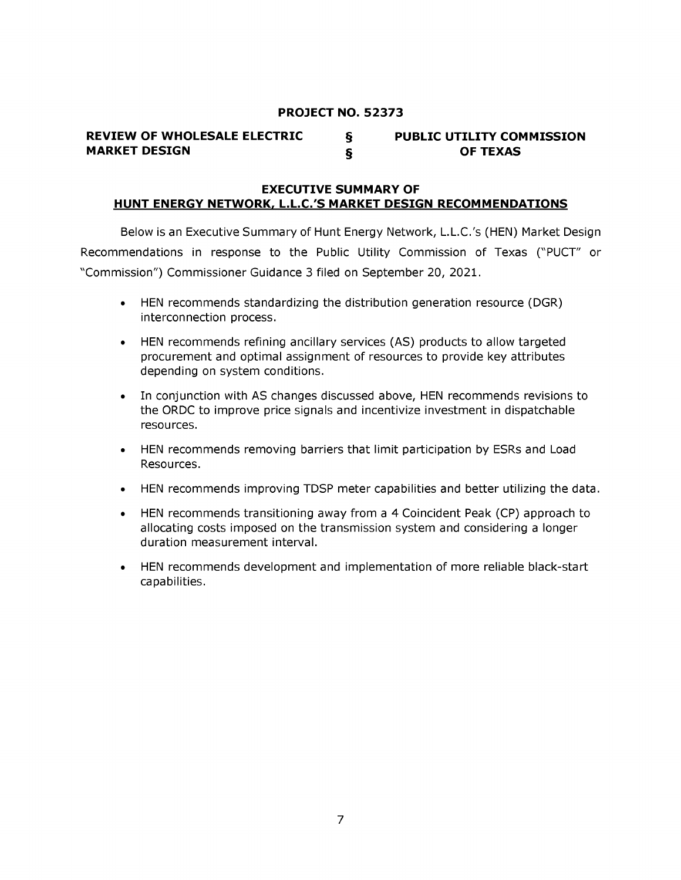**PROJECT NO. 52373**

| | | |
|---|---|---|
| **REVIEW OF WHOLESALE ELECTRIC MARKET DESIGN** | **§** **§** | **PUBLIC UTILITY COMMISSION OF TEXAS** |

## EXECUTIVE SUMMARY OF HUNT ENERGY NETWORK, L.L.C.'S MARKET DESIGN RECOMMENDATIONS

Below is an Executive Summary of Hunt Energy Network, L.L.C.'s (HEN) Market Design Recommendations in response to the Public Utility Commission of Texas ("PUCT" or "Commission") Commissioner Guidance 3 filed on September 20, 2021.

- HEN recommends standardizing the distribution generation resource (DGR) interconnection process.
- HEN recommends refining ancillary services (AS) products to allow targeted procurement and optimal assignment of resources to provide key attributes depending on system conditions.
- In conjunction with AS changes discussed above, HEN recommends revisions to the ORDC to improve price signals and incentivize investment in dispatchable resources.
- HEN recommends removing barriers that limit participation by ESRs and Load Resources.
- HEN recommends improving TDSP meter capabilities and better utilizing the data.
- HEN recommends transitioning away from a 4 Coincident Peak (CP) approach to allocating costs imposed on the transmission system and considering a longer duration measurement interval.
- HEN recommends development and implementation of more reliable black-start capabilities.